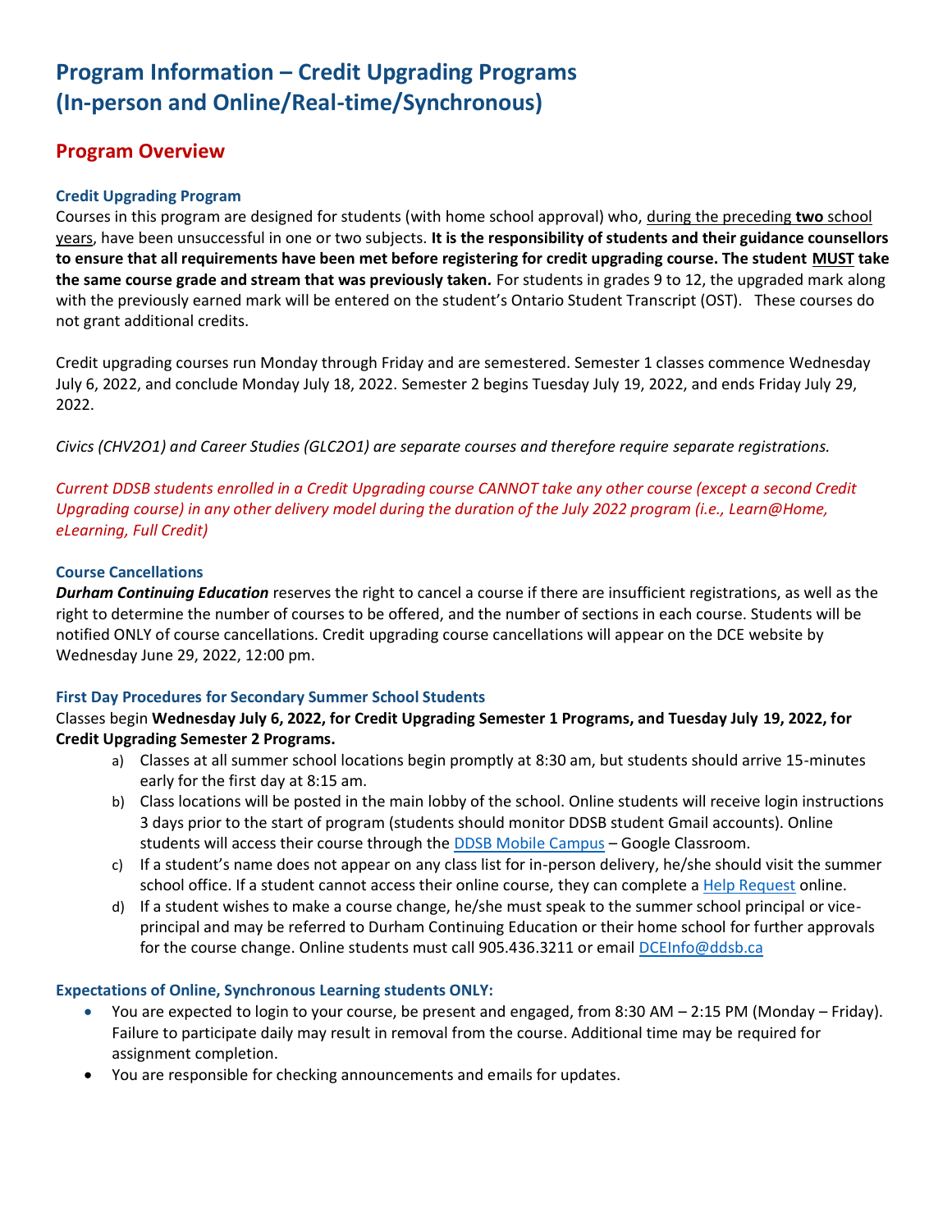# Program Information – Credit Upgrading Programs (In-person and Online/Real-time/Synchronous)

## Program Overview

### Credit Upgrading Program

Courses in this program are designed for students (with home school approval) who, during the preceding **two** school years, have been unsuccessful in one or two subjects. **It is the responsibility of students and their guidance counsellors to ensure that all requirements have been met before registering for credit upgrading course. The student MUST take the same course grade and stream that was previously taken.** For students in grades 9 to 12, the upgraded mark along with the previously earned mark will be entered on the student's Ontario Student Transcript (OST). These courses do not grant additional credits.

Credit upgrading courses run Monday through Friday and are semestered. Semester 1 classes commence Wednesday July 6, 2022, and conclude Monday July 18, 2022. Semester 2 begins Tuesday July 19, 2022, and ends Friday July 29, 2022.

*Civics (CHV2O1) and Career Studies (GLC2O1) are separate courses and therefore require separate registrations.*

*Current DDSB students enrolled in a Credit Upgrading course CANNOT take any other course (except a second Credit Upgrading course) in any other delivery model during the duration of the July 2022 program (i.e., Learn@Home, eLearning, Full Credit)*

### Course Cancellations

***Durham Continuing Education*** reserves the right to cancel a course if there are insufficient registrations, as well as the right to determine the number of courses to be offered, and the number of sections in each course. Students will be notified ONLY of course cancellations. Credit upgrading course cancellations will appear on the DCE website by Wednesday June 29, 2022, 12:00 pm.

### First Day Procedures for Secondary Summer School Students

Classes begin **Wednesday July 6, 2022, for Credit Upgrading Semester 1 Programs, and Tuesday July 19, 2022, for Credit Upgrading Semester 2 Programs.**

a) Classes at all summer school locations begin promptly at 8:30 am, but students should arrive 15-minutes early for the first day at 8:15 am.
b) Class locations will be posted in the main lobby of the school. Online students will receive login instructions 3 days prior to the start of program (students should monitor DDSB student Gmail accounts). Online students will access their course through the DDSB Mobile Campus – Google Classroom.
c) If a student's name does not appear on any class list for in-person delivery, he/she should visit the summer school office. If a student cannot access their online course, they can complete a Help Request online.
d) If a student wishes to make a course change, he/she must speak to the summer school principal or vice-principal and may be referred to Durham Continuing Education or their home school for further approvals for the course change. Online students must call 905.436.3211 or email DCEInfo@ddsb.ca

### Expectations of Online, Synchronous Learning students ONLY:

- You are expected to login to your course, be present and engaged, from 8:30 AM – 2:15 PM (Monday – Friday). Failure to participate daily may result in removal from the course. Additional time may be required for assignment completion.
- You are responsible for checking announcements and emails for updates.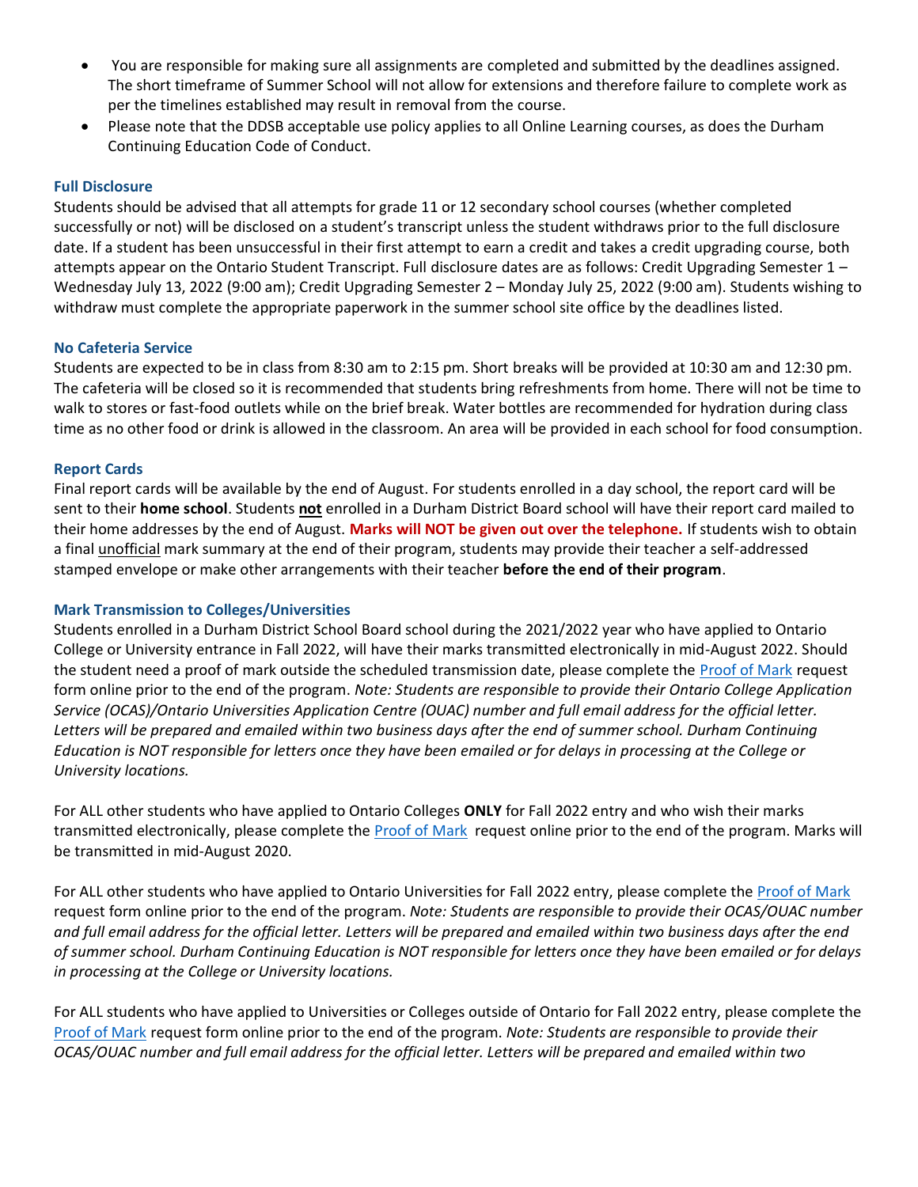- You are responsible for making sure all assignments are completed and submitted by the deadlines assigned. The short timeframe of Summer School will not allow for extensions and therefore failure to complete work as per the timelines established may result in removal from the course.
- Please note that the DDSB acceptable use policy applies to all Online Learning courses, as does the Durham Continuing Education Code of Conduct.

### Full Disclosure

Students should be advised that all attempts for grade 11 or 12 secondary school courses (whether completed successfully or not) will be disclosed on a student's transcript unless the student withdraws prior to the full disclosure date. If a student has been unsuccessful in their first attempt to earn a credit and takes a credit upgrading course, both attempts appear on the Ontario Student Transcript. Full disclosure dates are as follows: Credit Upgrading Semester 1 – Wednesday July 13, 2022 (9:00 am); Credit Upgrading Semester 2 – Monday July 25, 2022 (9:00 am). Students wishing to withdraw must complete the appropriate paperwork in the summer school site office by the deadlines listed.

### No Cafeteria Service

Students are expected to be in class from 8:30 am to 2:15 pm. Short breaks will be provided at 10:30 am and 12:30 pm. The cafeteria will be closed so it is recommended that students bring refreshments from home. There will not be time to walk to stores or fast-food outlets while on the brief break. Water bottles are recommended for hydration during class time as no other food or drink is allowed in the classroom. An area will be provided in each school for food consumption.

### Report Cards

Final report cards will be available by the end of August. For students enrolled in a day school, the report card will be sent to their **home school**. Students ***not*** enrolled in a Durham District Board school will have their report card mailed to their home addresses by the end of August. **Marks will NOT be given out over the telephone.** If students wish to obtain a final unofficial mark summary at the end of their program, students may provide their teacher a self-addressed stamped envelope or make other arrangements with their teacher **before the end of their program**.

### Mark Transmission to Colleges/Universities

Students enrolled in a Durham District School Board school during the 2021/2022 year who have applied to Ontario College or University entrance in Fall 2022, will have their marks transmitted electronically in mid-August 2022. Should the student need a proof of mark outside the scheduled transmission date, please complete the Proof of Mark request form online prior to the end of the program. *Note: Students are responsible to provide their Ontario College Application Service (OCAS)/Ontario Universities Application Centre (OUAC) number and full email address for the official letter. Letters will be prepared and emailed within two business days after the end of summer school. Durham Continuing Education is NOT responsible for letters once they have been emailed or for delays in processing at the College or University locations.*

For ALL other students who have applied to Ontario Colleges **ONLY** for Fall 2022 entry and who wish their marks transmitted electronically, please complete the Proof of Mark request online prior to the end of the program. Marks will be transmitted in mid-August 2020.

For ALL other students who have applied to Ontario Universities for Fall 2022 entry, please complete the Proof of Mark request form online prior to the end of the program. *Note: Students are responsible to provide their OCAS/OUAC number and full email address for the official letter. Letters will be prepared and emailed within two business days after the end of summer school. Durham Continuing Education is NOT responsible for letters once they have been emailed or for delays in processing at the College or University locations.*

For ALL students who have applied to Universities or Colleges outside of Ontario for Fall 2022 entry, please complete the Proof of Mark request form online prior to the end of the program. *Note: Students are responsible to provide their OCAS/OUAC number and full email address for the official letter. Letters will be prepared and emailed within two*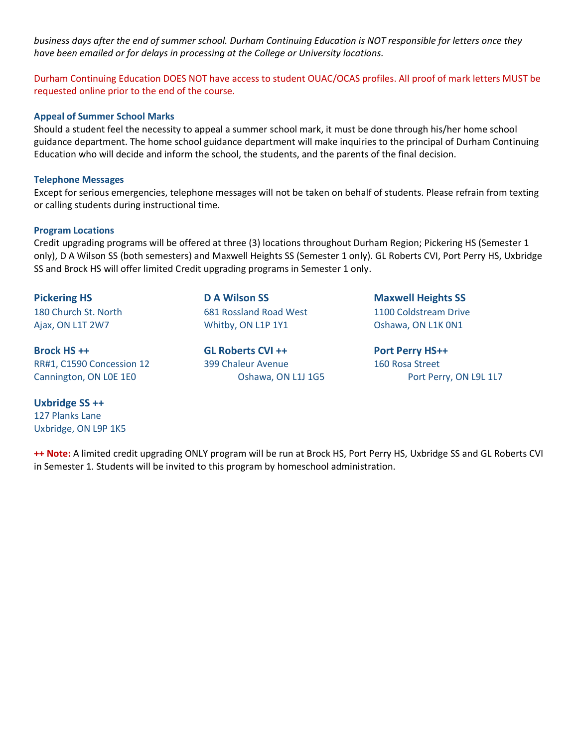*business days after the end of summer school. Durham Continuing Education is NOT responsible for letters once they have been emailed or for delays in processing at the College or University locations.*

Durham Continuing Education DOES NOT have access to student OUAC/OCAS profiles. All proof of mark letters MUST be requested online prior to the end of the course.

### Appeal of Summer School Marks

Should a student feel the necessity to appeal a summer school mark, it must be done through his/her home school guidance department. The home school guidance department will make inquiries to the principal of Durham Continuing Education who will decide and inform the school, the students, and the parents of the final decision.

### Telephone Messages

Except for serious emergencies, telephone messages will not be taken on behalf of students. Please refrain from texting or calling students during instructional time.

### Program Locations

Credit upgrading programs will be offered at three (3) locations throughout Durham Region; Pickering HS (Semester 1 only), D A Wilson SS (both semesters) and Maxwell Heights SS (Semester 1 only). GL Roberts CVI, Port Perry HS, Uxbridge SS and Brock HS will offer limited Credit upgrading programs in Semester 1 only.

**Pickering HS**
180 Church St. North
Ajax, ON L1T 2W7

**D A Wilson SS**
681 Rossland Road West
Whitby, ON L1P 1Y1

**Maxwell Heights SS**
1100 Coldstream Drive
Oshawa, ON L1K 0N1

**Brock HS ++**
RR#1, C1590 Concession 12
Cannington, ON L0E 1E0

**GL Roberts CVI ++**
399 Chaleur Avenue
Oshawa, ON L1J 1G5

**Port Perry HS++**
160 Rosa Street
Port Perry, ON L9L 1L7

**Uxbridge SS ++**
127 Planks Lane
Uxbridge, ON L9P 1K5

**++ Note:** A limited credit upgrading ONLY program will be run at Brock HS, Port Perry HS, Uxbridge SS and GL Roberts CVI in Semester 1. Students will be invited to this program by homeschool administration.